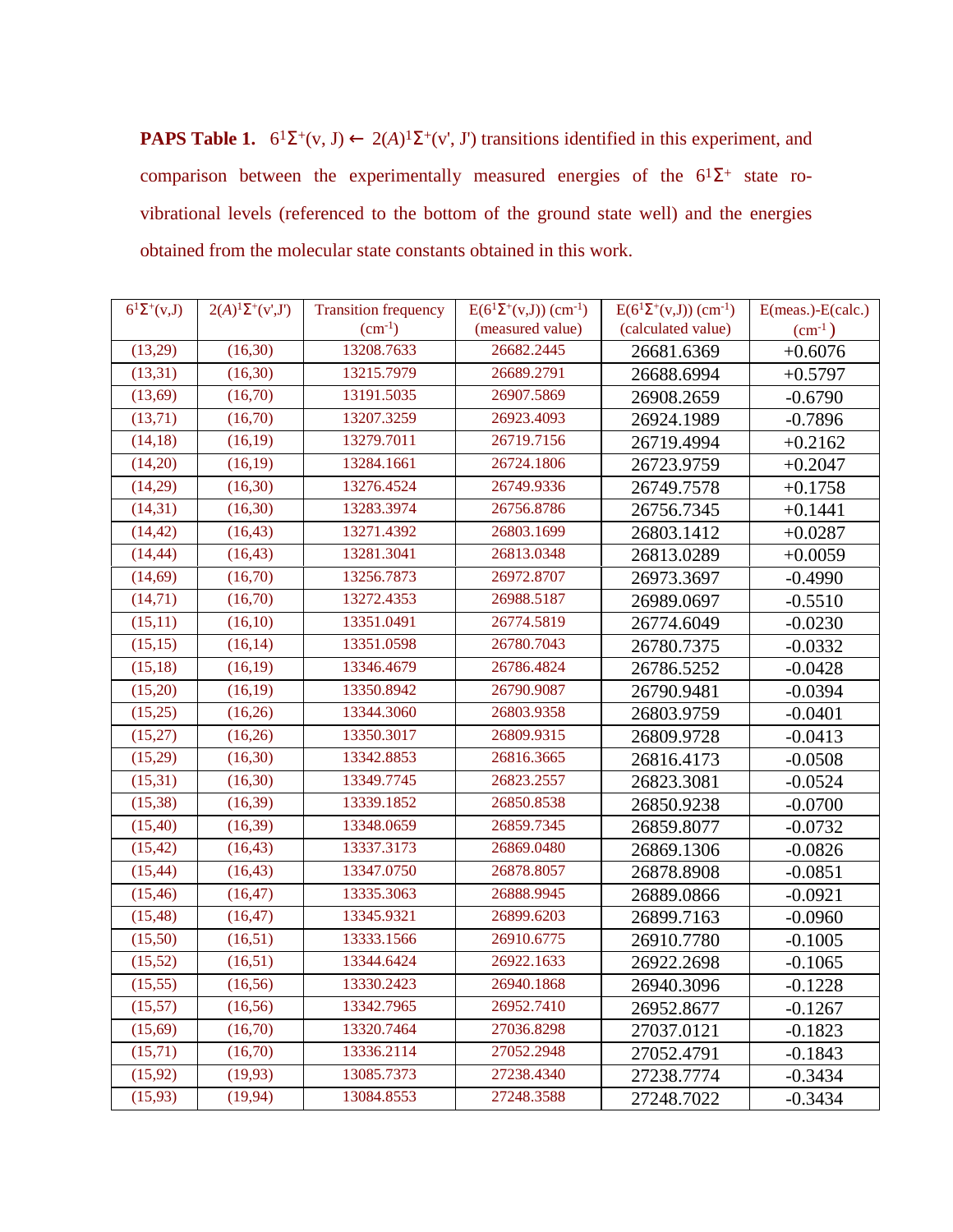**PAPS Table 1.** $6^1\Sigma^+(v, J) \leftarrow 2(A)^1\Sigma^+(v', J')$ transitions identified in this experiment, and comparison between the experimentally measured energies of the $6^1\Sigma^+$ state ro-vibrational levels (referenced to the bottom of the ground state well) and the energies obtained from the molecular state constants obtained in this work.

| $6^1\Sigma^+$(v,J) | $2(A)^1\Sigma^+$(v',J') | Transition frequency ($cm^{-1}$) | E($6^1\Sigma^+$(v,J)) ($cm^{-1}$) (measured value) | E($6^1\Sigma^+$(v,J)) ($cm^{-1}$) (calculated value) | E(meas.)-E(calc.) ($cm^{-1}$) |
|---|---|---|---|---|---|
| (13,29) | (16,30) | 13208.7633 | 26682.2445 | 26681.6369 | +0.6076 |
| (13,31) | (16,30) | 13215.7979 | 26689.2791 | 26688.6994 | +0.5797 |
| (13,69) | (16,70) | 13191.5035 | 26907.5869 | 26908.2659 | -0.6790 |
| (13,71) | (16,70) | 13207.3259 | 26923.4093 | 26924.1989 | -0.7896 |
| (14,18) | (16,19) | 13279.7011 | 26719.7156 | 26719.4994 | +0.2162 |
| (14,20) | (16,19) | 13284.1661 | 26724.1806 | 26723.9759 | +0.2047 |
| (14,29) | (16,30) | 13276.4524 | 26749.9336 | 26749.7578 | +0.1758 |
| (14,31) | (16,30) | 13283.3974 | 26756.8786 | 26756.7345 | +0.1441 |
| (14,42) | (16,43) | 13271.4392 | 26803.1699 | 26803.1412 | +0.0287 |
| (14,44) | (16,43) | 13281.3041 | 26813.0348 | 26813.0289 | +0.0059 |
| (14,69) | (16,70) | 13256.7873 | 26972.8707 | 26973.3697 | -0.4990 |
| (14,71) | (16,70) | 13272.4353 | 26988.5187 | 26989.0697 | -0.5510 |
| (15,11) | (16,10) | 13351.0491 | 26774.5819 | 26774.6049 | -0.0230 |
| (15,15) | (16,14) | 13351.0598 | 26780.7043 | 26780.7375 | -0.0332 |
| (15,18) | (16,19) | 13346.4679 | 26786.4824 | 26786.5252 | -0.0428 |
| (15,20) | (16,19) | 13350.8942 | 26790.9087 | 26790.9481 | -0.0394 |
| (15,25) | (16,26) | 13344.3060 | 26803.9358 | 26803.9759 | -0.0401 |
| (15,27) | (16,26) | 13350.3017 | 26809.9315 | 26809.9728 | -0.0413 |
| (15,29) | (16,30) | 13342.8853 | 26816.3665 | 26816.4173 | -0.0508 |
| (15,31) | (16,30) | 13349.7745 | 26823.2557 | 26823.3081 | -0.0524 |
| (15,38) | (16,39) | 13339.1852 | 26850.8538 | 26850.9238 | -0.0700 |
| (15,40) | (16,39) | 13348.0659 | 26859.7345 | 26859.8077 | -0.0732 |
| (15,42) | (16,43) | 13337.3173 | 26869.0480 | 26869.1306 | -0.0826 |
| (15,44) | (16,43) | 13347.0750 | 26878.8057 | 26878.8908 | -0.0851 |
| (15,46) | (16,47) | 13335.3063 | 26888.9945 | 26889.0866 | -0.0921 |
| (15,48) | (16,47) | 13345.9321 | 26899.6203 | 26899.7163 | -0.0960 |
| (15,50) | (16,51) | 13333.1566 | 26910.6775 | 26910.7780 | -0.1005 |
| (15,52) | (16,51) | 13344.6424 | 26922.1633 | 26922.2698 | -0.1065 |
| (15,55) | (16,56) | 13330.2423 | 26940.1868 | 26940.3096 | -0.1228 |
| (15,57) | (16,56) | 13342.7965 | 26952.7410 | 26952.8677 | -0.1267 |
| (15,69) | (16,70) | 13320.7464 | 27036.8298 | 27037.0121 | -0.1823 |
| (15,71) | (16,70) | 13336.2114 | 27052.2948 | 27052.4791 | -0.1843 |
| (15,92) | (19,93) | 13085.7373 | 27238.4340 | 27238.7774 | -0.3434 |
| (15,93) | (19,94) | 13084.8553 | 27248.3588 | 27248.7022 | -0.3434 |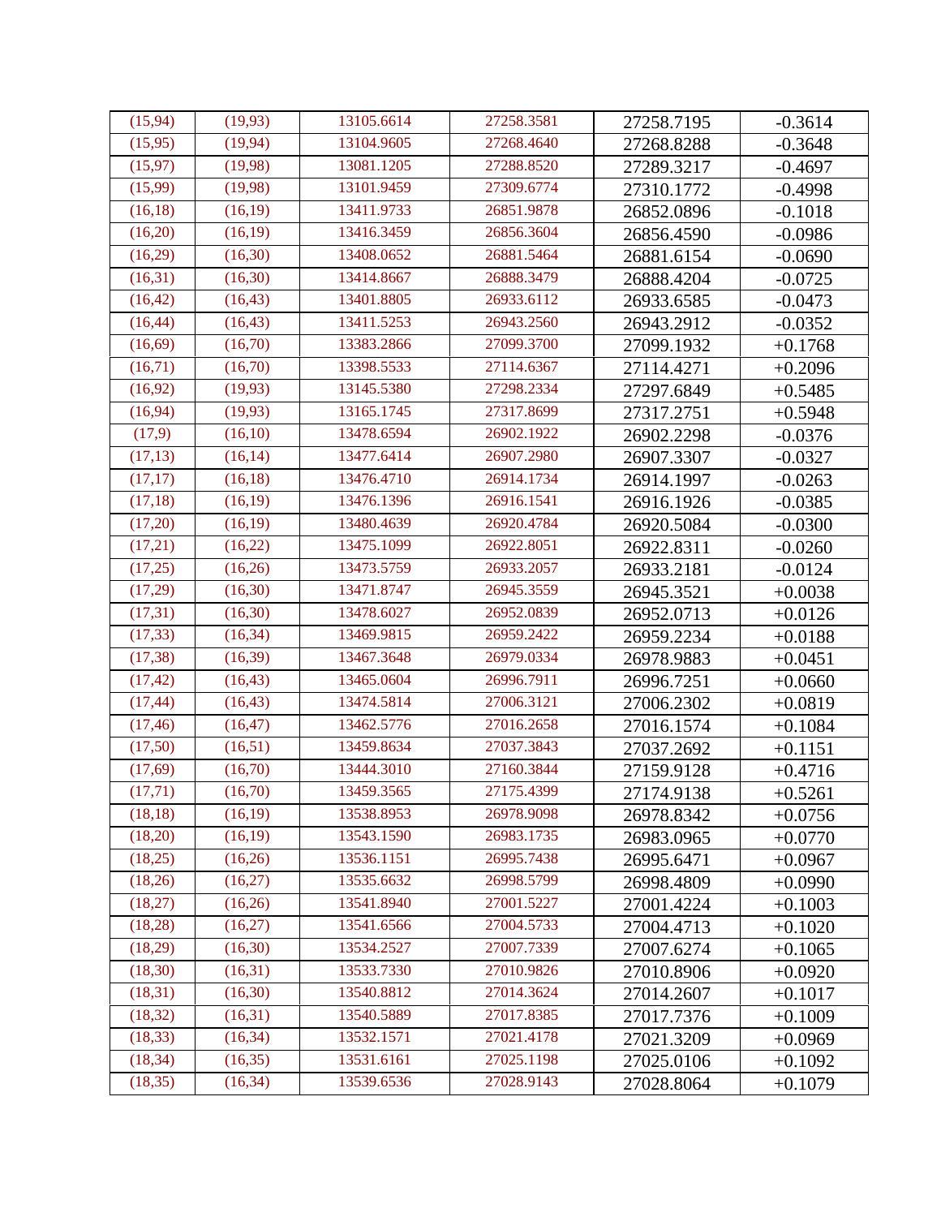| (15,94) | (19,93) | 13105.6614 | 27258.3581 | 27258.7195 | -0.3614 |
|---|---|---|---|---|---|
| (15,95) | (19,94) | 13104.9605 | 27268.4640 | 27268.8288 | -0.3648 |
| (15,97) | (19,98) | 13081.1205 | 27288.8520 | 27289.3217 | -0.4697 |
| (15,99) | (19,98) | 13101.9459 | 27309.6774 | 27310.1772 | -0.4998 |
| (16,18) | (16,19) | 13411.9733 | 26851.9878 | 26852.0896 | -0.1018 |
| (16,20) | (16,19) | 13416.3459 | 26856.3604 | 26856.4590 | -0.0986 |
| (16,29) | (16,30) | 13408.0652 | 26881.5464 | 26881.6154 | -0.0690 |
| (16,31) | (16,30) | 13414.8667 | 26888.3479 | 26888.4204 | -0.0725 |
| (16,42) | (16,43) | 13401.8805 | 26933.6112 | 26933.6585 | -0.0473 |
| (16,44) | (16,43) | 13411.5253 | 26943.2560 | 26943.2912 | -0.0352 |
| (16,69) | (16,70) | 13383.2866 | 27099.3700 | 27099.1932 | +0.1768 |
| (16,71) | (16,70) | 13398.5533 | 27114.6367 | 27114.4271 | +0.2096 |
| (16,92) | (19,93) | 13145.5380 | 27298.2334 | 27297.6849 | +0.5485 |
| (16,94) | (19,93) | 13165.1745 | 27317.8699 | 27317.2751 | +0.5948 |
| (17,9) | (16,10) | 13478.6594 | 26902.1922 | 26902.2298 | -0.0376 |
| (17,13) | (16,14) | 13477.6414 | 26907.2980 | 26907.3307 | -0.0327 |
| (17,17) | (16,18) | 13476.4710 | 26914.1734 | 26914.1997 | -0.0263 |
| (17,18) | (16,19) | 13476.1396 | 26916.1541 | 26916.1926 | -0.0385 |
| (17,20) | (16,19) | 13480.4639 | 26920.4784 | 26920.5084 | -0.0300 |
| (17,21) | (16,22) | 13475.1099 | 26922.8051 | 26922.8311 | -0.0260 |
| (17,25) | (16,26) | 13473.5759 | 26933.2057 | 26933.2181 | -0.0124 |
| (17,29) | (16,30) | 13471.8747 | 26945.3559 | 26945.3521 | +0.0038 |
| (17,31) | (16,30) | 13478.6027 | 26952.0839 | 26952.0713 | +0.0126 |
| (17,33) | (16,34) | 13469.9815 | 26959.2422 | 26959.2234 | +0.0188 |
| (17,38) | (16,39) | 13467.3648 | 26979.0334 | 26978.9883 | +0.0451 |
| (17,42) | (16,43) | 13465.0604 | 26996.7911 | 26996.7251 | +0.0660 |
| (17,44) | (16,43) | 13474.5814 | 27006.3121 | 27006.2302 | +0.0819 |
| (17,46) | (16,47) | 13462.5776 | 27016.2658 | 27016.1574 | +0.1084 |
| (17,50) | (16,51) | 13459.8634 | 27037.3843 | 27037.2692 | +0.1151 |
| (17,69) | (16,70) | 13444.3010 | 27160.3844 | 27159.9128 | +0.4716 |
| (17,71) | (16,70) | 13459.3565 | 27175.4399 | 27174.9138 | +0.5261 |
| (18,18) | (16,19) | 13538.8953 | 26978.9098 | 26978.8342 | +0.0756 |
| (18,20) | (16,19) | 13543.1590 | 26983.1735 | 26983.0965 | +0.0770 |
| (18,25) | (16,26) | 13536.1151 | 26995.7438 | 26995.6471 | +0.0967 |
| (18,26) | (16,27) | 13535.6632 | 26998.5799 | 26998.4809 | +0.0990 |
| (18,27) | (16,26) | 13541.8940 | 27001.5227 | 27001.4224 | +0.1003 |
| (18,28) | (16,27) | 13541.6566 | 27004.5733 | 27004.4713 | +0.1020 |
| (18,29) | (16,30) | 13534.2527 | 27007.7339 | 27007.6274 | +0.1065 |
| (18,30) | (16,31) | 13533.7330 | 27010.9826 | 27010.8906 | +0.0920 |
| (18,31) | (16,30) | 13540.8812 | 27014.3624 | 27014.2607 | +0.1017 |
| (18,32) | (16,31) | 13540.5889 | 27017.8385 | 27017.7376 | +0.1009 |
| (18,33) | (16,34) | 13532.1571 | 27021.4178 | 27021.3209 | +0.0969 |
| (18,34) | (16,35) | 13531.6161 | 27025.1198 | 27025.0106 | +0.1092 |
| (18,35) | (16,34) | 13539.6536 | 27028.9143 | 27028.8064 | +0.1079 |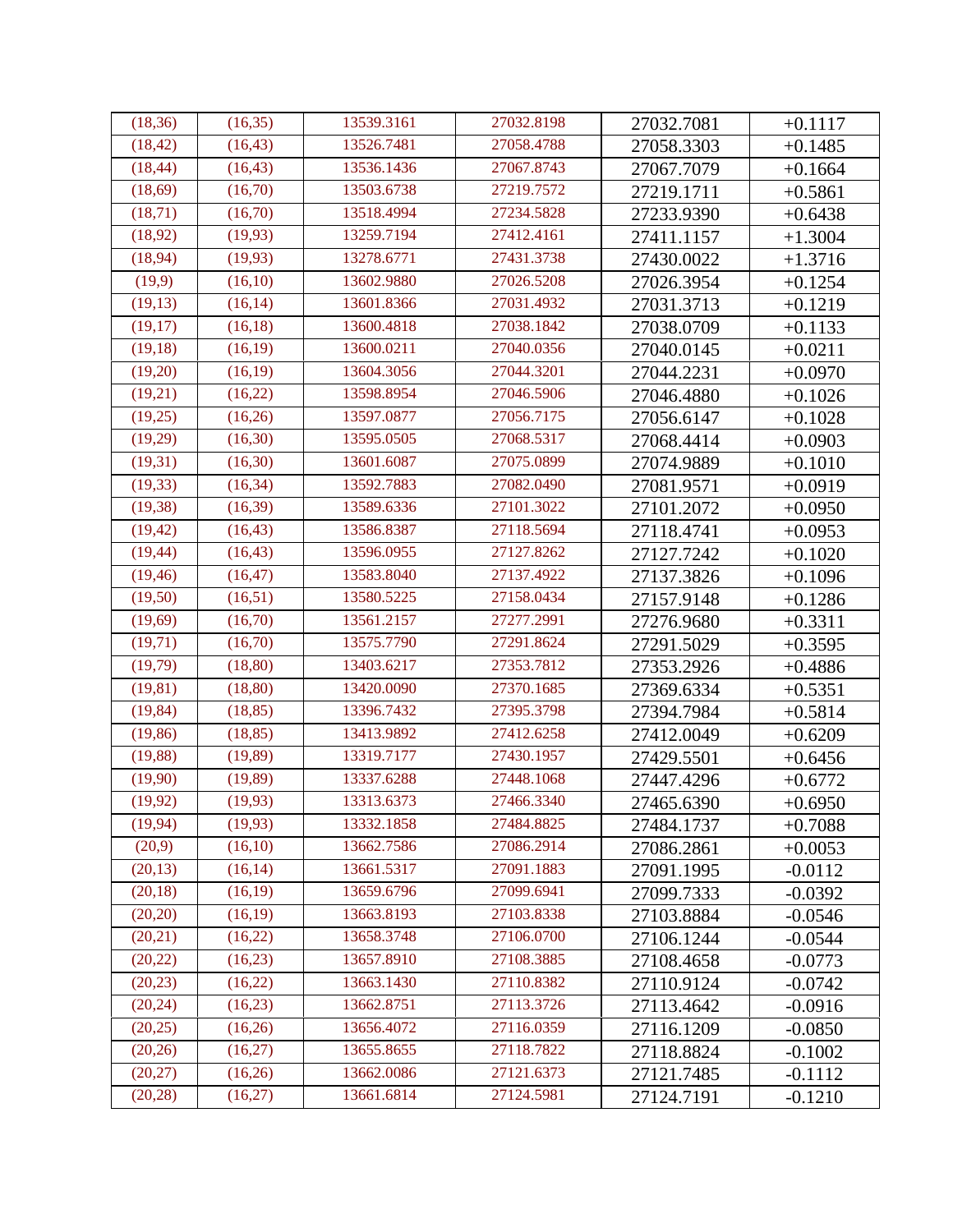| (18,36) | (16,35) | 13539.3161 | 27032.8198 | 27032.7081 | +0.1117 |
|---|---|---|---|---|---|
| (18,42) | (16,43) | 13526.7481 | 27058.4788 | 27058.3303 | +0.1485 |
| (18,44) | (16,43) | 13536.1436 | 27067.8743 | 27067.7079 | +0.1664 |
| (18,69) | (16,70) | 13503.6738 | 27219.7572 | 27219.1711 | +0.5861 |
| (18,71) | (16,70) | 13518.4994 | 27234.5828 | 27233.9390 | +0.6438 |
| (18,92) | (19,93) | 13259.7194 | 27412.4161 | 27411.1157 | +1.3004 |
| (18,94) | (19,93) | 13278.6771 | 27431.3738 | 27430.0022 | +1.3716 |
| (19,9) | (16,10) | 13602.9880 | 27026.5208 | 27026.3954 | +0.1254 |
| (19,13) | (16,14) | 13601.8366 | 27031.4932 | 27031.3713 | +0.1219 |
| (19,17) | (16,18) | 13600.4818 | 27038.1842 | 27038.0709 | +0.1133 |
| (19,18) | (16,19) | 13600.0211 | 27040.0356 | 27040.0145 | +0.0211 |
| (19,20) | (16,19) | 13604.3056 | 27044.3201 | 27044.2231 | +0.0970 |
| (19,21) | (16,22) | 13598.8954 | 27046.5906 | 27046.4880 | +0.1026 |
| (19,25) | (16,26) | 13597.0877 | 27056.7175 | 27056.6147 | +0.1028 |
| (19,29) | (16,30) | 13595.0505 | 27068.5317 | 27068.4414 | +0.0903 |
| (19,31) | (16,30) | 13601.6087 | 27075.0899 | 27074.9889 | +0.1010 |
| (19,33) | (16,34) | 13592.7883 | 27082.0490 | 27081.9571 | +0.0919 |
| (19,38) | (16,39) | 13589.6336 | 27101.3022 | 27101.2072 | +0.0950 |
| (19,42) | (16,43) | 13586.8387 | 27118.5694 | 27118.4741 | +0.0953 |
| (19,44) | (16,43) | 13596.0955 | 27127.8262 | 27127.7242 | +0.1020 |
| (19,46) | (16,47) | 13583.8040 | 27137.4922 | 27137.3826 | +0.1096 |
| (19,50) | (16,51) | 13580.5225 | 27158.0434 | 27157.9148 | +0.1286 |
| (19,69) | (16,70) | 13561.2157 | 27277.2991 | 27276.9680 | +0.3311 |
| (19,71) | (16,70) | 13575.7790 | 27291.8624 | 27291.5029 | +0.3595 |
| (19,79) | (18,80) | 13403.6217 | 27353.7812 | 27353.2926 | +0.4886 |
| (19,81) | (18,80) | 13420.0090 | 27370.1685 | 27369.6334 | +0.5351 |
| (19,84) | (18,85) | 13396.7432 | 27395.3798 | 27394.7984 | +0.5814 |
| (19,86) | (18,85) | 13413.9892 | 27412.6258 | 27412.0049 | +0.6209 |
| (19,88) | (19,89) | 13319.7177 | 27430.1957 | 27429.5501 | +0.6456 |
| (19,90) | (19,89) | 13337.6288 | 27448.1068 | 27447.4296 | +0.6772 |
| (19,92) | (19,93) | 13313.6373 | 27466.3340 | 27465.6390 | +0.6950 |
| (19,94) | (19,93) | 13332.1858 | 27484.8825 | 27484.1737 | +0.7088 |
| (20,9) | (16,10) | 13662.7586 | 27086.2914 | 27086.2861 | +0.0053 |
| (20,13) | (16,14) | 13661.5317 | 27091.1883 | 27091.1995 | -0.0112 |
| (20,18) | (16,19) | 13659.6796 | 27099.6941 | 27099.7333 | -0.0392 |
| (20,20) | (16,19) | 13663.8193 | 27103.8338 | 27103.8884 | -0.0546 |
| (20,21) | (16,22) | 13658.3748 | 27106.0700 | 27106.1244 | -0.0544 |
| (20,22) | (16,23) | 13657.8910 | 27108.3885 | 27108.4658 | -0.0773 |
| (20,23) | (16,22) | 13663.1430 | 27110.8382 | 27110.9124 | -0.0742 |
| (20,24) | (16,23) | 13662.8751 | 27113.3726 | 27113.4642 | -0.0916 |
| (20,25) | (16,26) | 13656.4072 | 27116.0359 | 27116.1209 | -0.0850 |
| (20,26) | (16,27) | 13655.8655 | 27118.7822 | 27118.8824 | -0.1002 |
| (20,27) | (16,26) | 13662.0086 | 27121.6373 | 27121.7485 | -0.1112 |
| (20,28) | (16,27) | 13661.6814 | 27124.5981 | 27124.7191 | -0.1210 |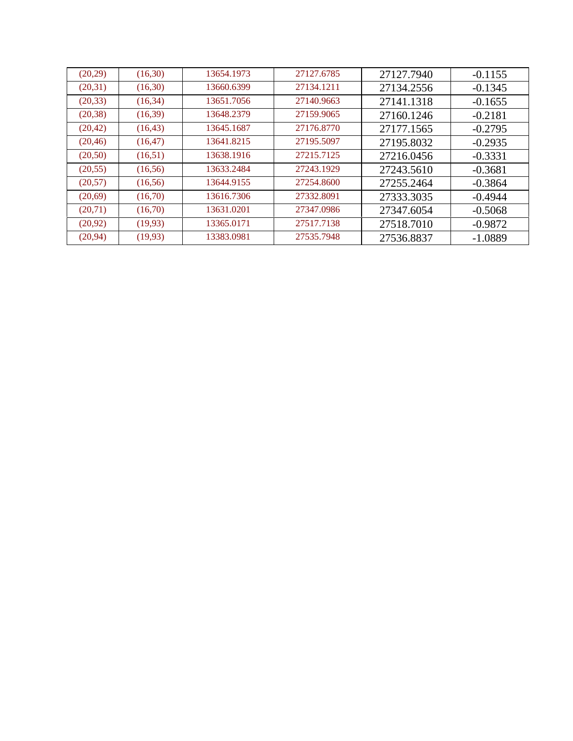| | | | | | |
|---|---|---|---|---|---|
| (20,29) | (16,30) | 13654.1973 | 27127.6785 | 27127.7940 | -0.1155 |
| (20,31) | (16,30) | 13660.6399 | 27134.1211 | 27134.2556 | -0.1345 |
| (20,33) | (16,34) | 13651.7056 | 27140.9663 | 27141.1318 | -0.1655 |
| (20,38) | (16,39) | 13648.2379 | 27159.9065 | 27160.1246 | -0.2181 |
| (20,42) | (16,43) | 13645.1687 | 27176.8770 | 27177.1565 | -0.2795 |
| (20,46) | (16,47) | 13641.8215 | 27195.5097 | 27195.8032 | -0.2935 |
| (20,50) | (16,51) | 13638.1916 | 27215.7125 | 27216.0456 | -0.3331 |
| (20,55) | (16,56) | 13633.2484 | 27243.1929 | 27243.5610 | -0.3681 |
| (20,57) | (16,56) | 13644.9155 | 27254.8600 | 27255.2464 | -0.3864 |
| (20,69) | (16,70) | 13616.7306 | 27332.8091 | 27333.3035 | -0.4944 |
| (20,71) | (16,70) | 13631.0201 | 27347.0986 | 27347.6054 | -0.5068 |
| (20,92) | (19,93) | 13365.0171 | 27517.7138 | 27518.7010 | -0.9872 |
| (20,94) | (19,93) | 13383.0981 | 27535.7948 | 27536.8837 | -1.0889 |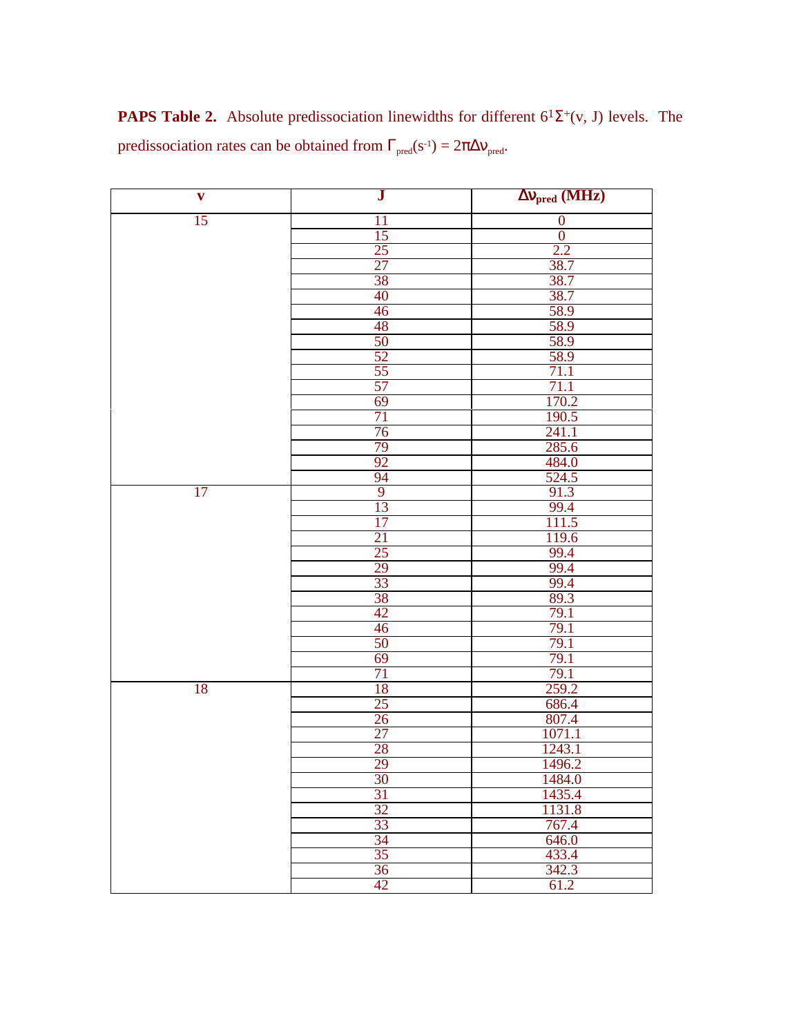**PAPS Table 2.** Absolute predissociation linewidths for different $6^1\Sigma^+(v, J)$ levels. The predissociation rates can be obtained from $\Gamma_{pred}(s^{-1}) = 2\pi\Delta\nu_{pred}$.

| v | J | $\Delta\nu_{pred}$ (MHz) |
|---|---|---|
| 15 | 11 | 0 |
| | 15 | 0 |
| | 25 | 2.2 |
| | 27 | 38.7 |
| | 38 | 38.7 |
| | 40 | 38.7 |
| | 46 | 58.9 |
| | 48 | 58.9 |
| | 50 | 58.9 |
| | 52 | 58.9 |
| | 55 | 71.1 |
| | 57 | 71.1 |
| | 69 | 170.2 |
| | 71 | 190.5 |
| | 76 | 241.1 |
| | 79 | 285.6 |
| | 92 | 484.0 |
| | 94 | 524.5 |
| 17 | 9 | 91.3 |
| | 13 | 99.4 |
| | 17 | 111.5 |
| | 21 | 119.6 |
| | 25 | 99.4 |
| | 29 | 99.4 |
| | 33 | 99.4 |
| | 38 | 89.3 |
| | 42 | 79.1 |
| | 46 | 79.1 |
| | 50 | 79.1 |
| | 69 | 79.1 |
| | 71 | 79.1 |
| 18 | 18 | 259.2 |
| | 25 | 686.4 |
| | 26 | 807.4 |
| | 27 | 1071.1 |
| | 28 | 1243.1 |
| | 29 | 1496.2 |
| | 30 | 1484.0 |
| | 31 | 1435.4 |
| | 32 | 1131.8 |
| | 33 | 767.4 |
| | 34 | 646.0 |
| | 35 | 433.4 |
| | 36 | 342.3 |
| | 42 | 61.2 |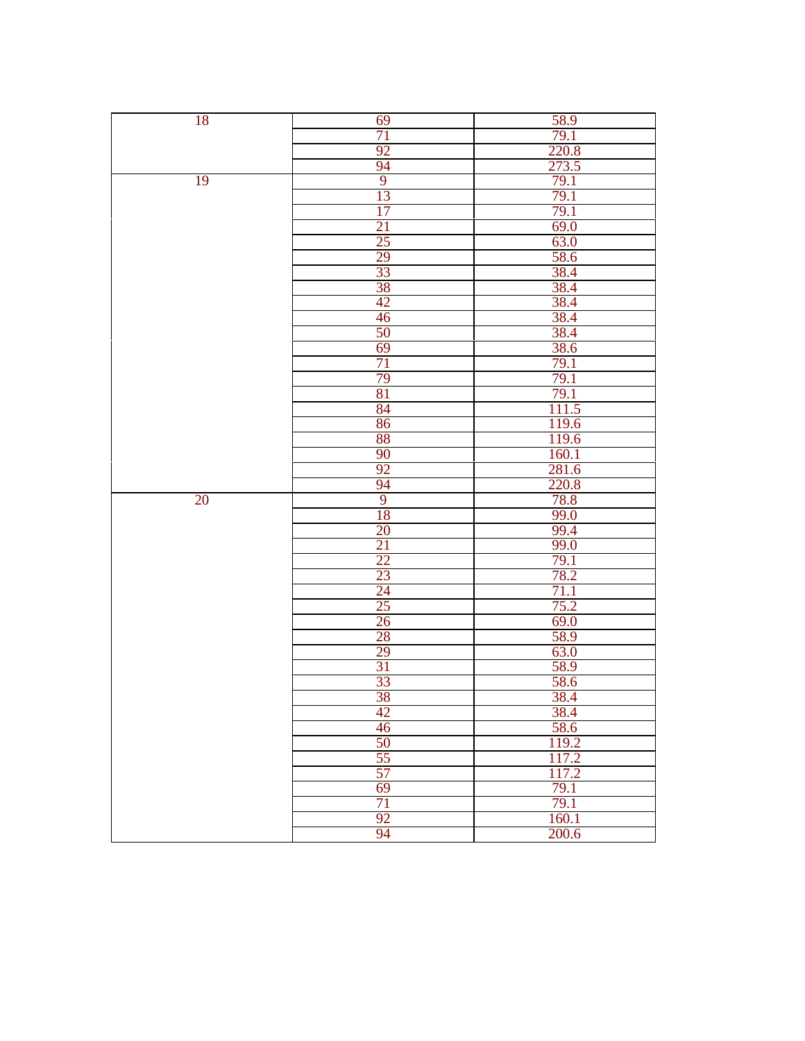| | | |
|---|---|---|
| 18 | 69 | 58.9 |
| | 71 | 79.1 |
| | 92 | 220.8 |
| | 94 | 273.5 |
| 19 | 9 | 79.1 |
| | 13 | 79.1 |
| | 17 | 79.1 |
| | 21 | 69.0 |
| | 25 | 63.0 |
| | 29 | 58.6 |
| | 33 | 38.4 |
| | 38 | 38.4 |
| | 42 | 38.4 |
| | 46 | 38.4 |
| | 50 | 38.4 |
| | 69 | 38.6 |
| | 71 | 79.1 |
| | 79 | 79.1 |
| | 81 | 79.1 |
| | 84 | 111.5 |
| | 86 | 119.6 |
| | 88 | 119.6 |
| | 90 | 160.1 |
| | 92 | 281.6 |
| | 94 | 220.8 |
| 20 | 9 | 78.8 |
| | 18 | 99.0 |
| | 20 | 99.4 |
| | 21 | 99.0 |
| | 22 | 79.1 |
| | 23 | 78.2 |
| | 24 | 71.1 |
| | 25 | 75.2 |
| | 26 | 69.0 |
| | 28 | 58.9 |
| | 29 | 63.0 |
| | 31 | 58.9 |
| | 33 | 58.6 |
| | 38 | 38.4 |
| | 42 | 38.4 |
| | 46 | 58.6 |
| | 50 | 119.2 |
| | 55 | 117.2 |
| | 57 | 117.2 |
| | 69 | 79.1 |
| | 71 | 79.1 |
| | 92 | 160.1 |
| | 94 | 200.6 |